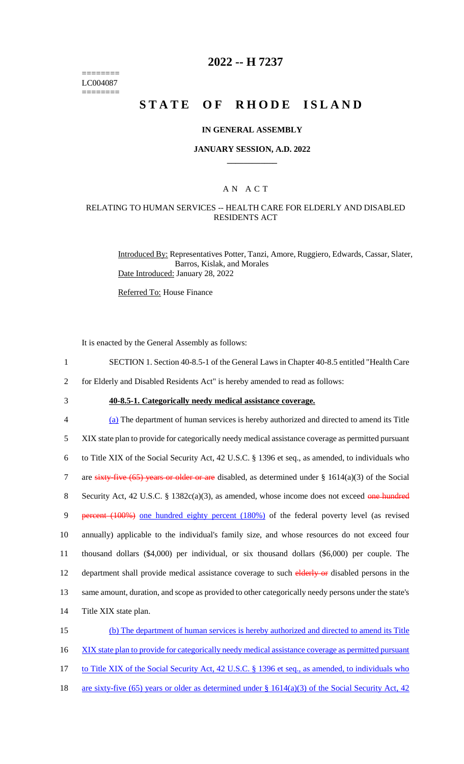========
LC004087
========

# 2022 -- H 7237

# STATE OF RHODE ISLAND

## IN GENERAL ASSEMBLY

### JANUARY SESSION, A.D. 2022

### A N A C T

### RELATING TO HUMAN SERVICES -- HEALTH CARE FOR ELDERLY AND DISABLED RESIDENTS ACT

Introduced By: Representatives Potter, Tanzi, Amore, Ruggiero, Edwards, Cassar, Slater, Barros, Kislak, and Morales

Date Introduced: January 28, 2022

Referred To: House Finance

It is enacted by the General Assembly as follows:

1 SECTION 1. Section 40-8.5-1 of the General Laws in Chapter 40-8.5 entitled "Health Care
2 for Elderly and Disabled Residents Act" is hereby amended to read as follows:

3 **40-8.5-1. Categorically needy medical assistance coverage.**

4 (a) The department of human services is hereby authorized and directed to amend its Title
5 XIX state plan to provide for categorically needy medical assistance coverage as permitted pursuant
6 to Title XIX of the Social Security Act, 42 U.S.C. § 1396 et seq., as amended, to individuals who
7 are ~~sixty-five (65) years or older or are~~ disabled, as determined under § 1614(a)(3) of the Social
8 Security Act, 42 U.S.C. § 1382c(a)(3), as amended, whose income does not exceed ~~one hundred~~
9 ~~percent (100%)~~ one hundred eighty percent (180%) of the federal poverty level (as revised
10 annually) applicable to the individual's family size, and whose resources do not exceed four
11 thousand dollars ($4,000) per individual, or six thousand dollars ($6,000) per couple. The
12 department shall provide medical assistance coverage to such ~~elderly or~~ disabled persons in the
13 same amount, duration, and scope as provided to other categorically needy persons under the state's
14 Title XIX state plan.

15 (b) The department of human services is hereby authorized and directed to amend its Title
16 XIX state plan to provide for categorically needy medical assistance coverage as permitted pursuant
17 to Title XIX of the Social Security Act, 42 U.S.C. § 1396 et seq., as amended, to individuals who
18 are sixty-five (65) years or older as determined under § 1614(a)(3) of the Social Security Act, 42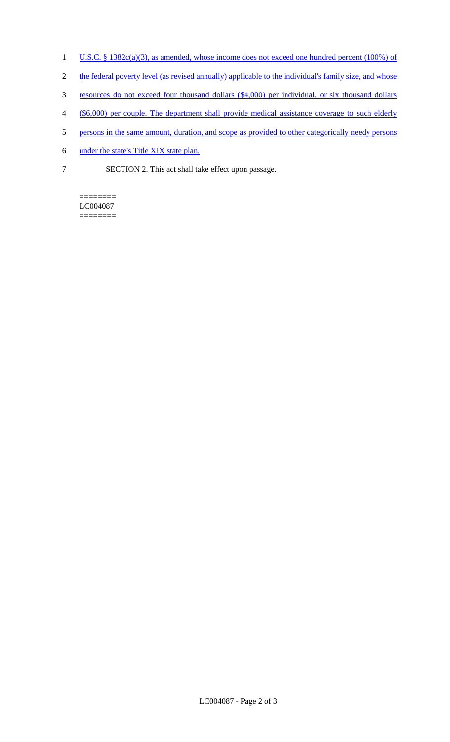U.S.C. § 1382c(a)(3), as amended, whose income does not exceed one hundred percent (100%) of the federal poverty level (as revised annually) applicable to the individual's family size, and whose resources do not exceed four thousand dollars ($4,000) per individual, or six thousand dollars ($6,000) per couple. The department shall provide medical assistance coverage to such elderly persons in the same amount, duration, and scope as provided to other categorically needy persons under the state's Title XIX state plan.

SECTION 2. This act shall take effect upon passage.

========
LC004087
========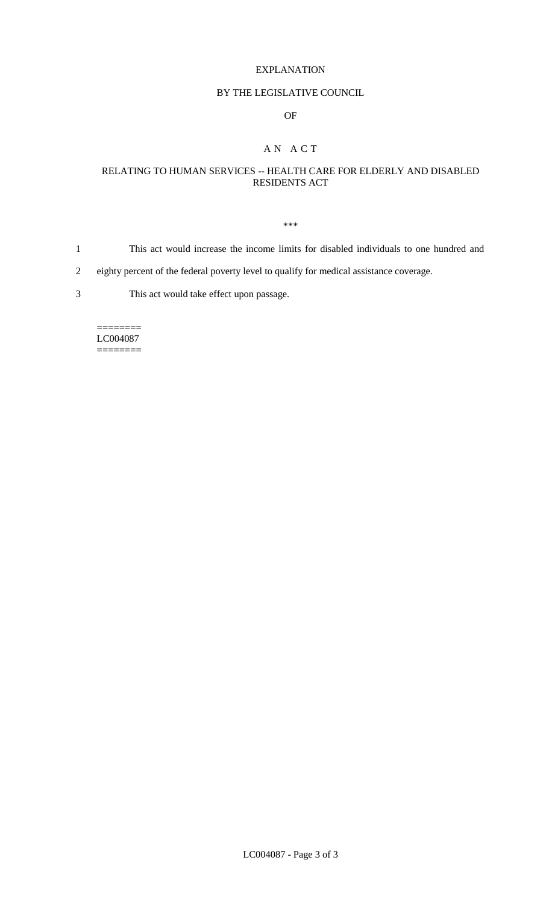EXPLANATION

BY THE LEGISLATIVE COUNCIL

OF

A N A C T

RELATING TO HUMAN SERVICES -- HEALTH CARE FOR ELDERLY AND DISABLED RESIDENTS ACT

\*\*\*

1 This act would increase the income limits for disabled individuals to one hundred and

2 eighty percent of the federal poverty level to qualify for medical assistance coverage.

3 This act would take effect upon passage.

========
LC004087
========